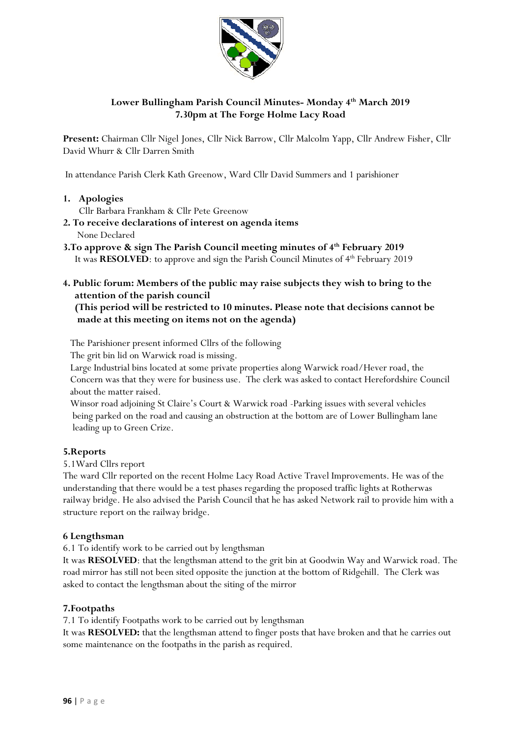# Lower Bullingham Parish Council Minutes- Monday 4th March 2019
## 7.30pm at The Forge Holme Lacy Road

**Present:** Chairman Cllr Nigel Jones, Cllr Nick Barrow, Cllr Malcolm Yapp, Cllr Andrew Fisher, Cllr David Whurr & Cllr Darren Smith

In attendance Parish Clerk Kath Greenow, Ward Cllr David Summers and 1 parishioner

**1. Apologies**

Cllr Barbara Frankham & Cllr Pete Greenow

**2. To receive declarations of interest on agenda items**

None Declared

**3.To approve & sign The Parish Council meeting minutes of 4th February 2019**

It was **RESOLVED**: to approve and sign the Parish Council Minutes of 4th February 2019

**4. Public forum: Members of the public may raise subjects they wish to bring to the attention of the parish council**
**(This period will be restricted to 10 minutes. Please note that decisions cannot be made at this meeting on items not on the agenda)**

The Parishioner present informed Cllrs of the following

The grit bin lid on Warwick road is missing.

Large Industrial bins located at some private properties along Warwick road/Hever road, the Concern was that they were for business use. The clerk was asked to contact Herefordshire Council about the matter raised.

Winsor road adjoining St Claire's Court & Warwick road -Parking issues with several vehicles being parked on the road and causing an obstruction at the bottom are of Lower Bullingham lane leading up to Green Crize.

**5.Reports**

5.1Ward Cllrs report

The ward Cllr reported on the recent Holme Lacy Road Active Travel Improvements. He was of the understanding that there would be a test phases regarding the proposed traffic lights at Rotherwas railway bridge. He also advised the Parish Council that he has asked Network rail to provide him with a structure report on the railway bridge.

**6 Lengthsman**

6.1 To identify work to be carried out by lengthsman

It was **RESOLVED**: that the lengthsman attend to the grit bin at Goodwin Way and Warwick road. The road mirror has still not been sited opposite the junction at the bottom of Ridgehill. The Clerk was asked to contact the lengthsman about the siting of the mirror

**7.Footpaths**

7.1 To identify Footpaths work to be carried out by lengthsman

It was **RESOLVED:** that the lengthsman attend to finger posts that have broken and that he carries out some maintenance on the footpaths in the parish as required.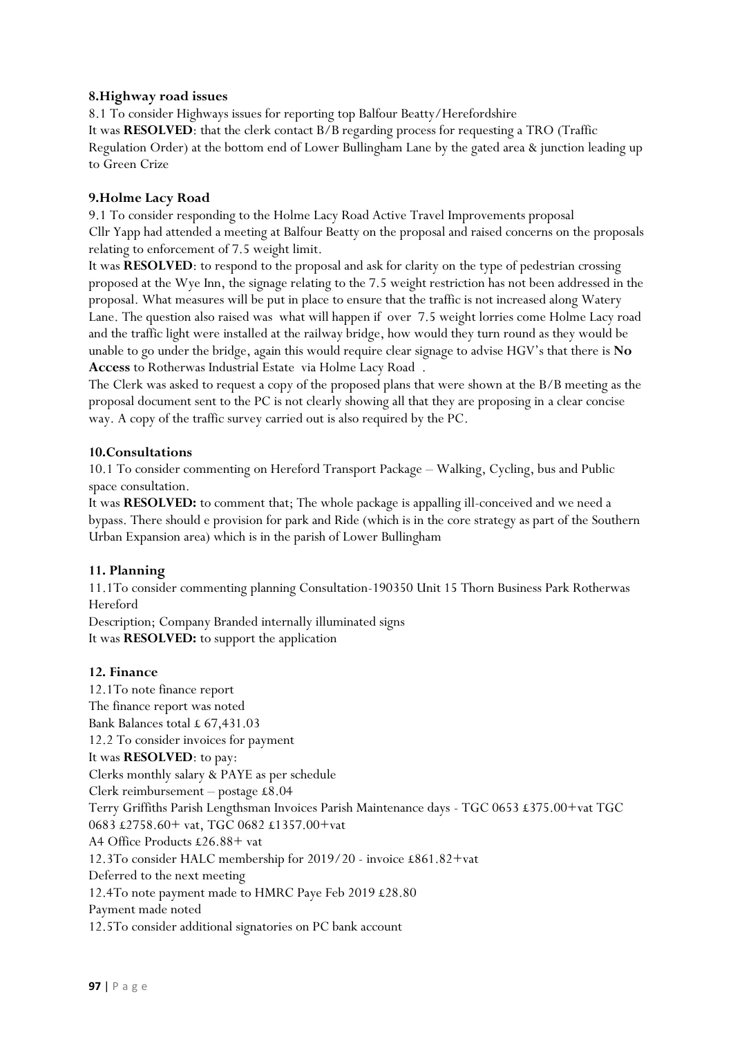### 8.Highway road issues

8.1 To consider Highways issues for reporting top Balfour Beatty/Herefordshire
It was **RESOLVED**: that the clerk contact B/B regarding process for requesting a TRO (Traffic Regulation Order) at the bottom end of Lower Bullingham Lane by the gated area & junction leading up to Green Crize

### 9.Holme Lacy Road

9.1 To consider responding to the Holme Lacy Road Active Travel Improvements proposal
Cllr Yapp had attended a meeting at Balfour Beatty on the proposal and raised concerns on the proposals relating to enforcement of 7.5 weight limit.
It was **RESOLVED**: to respond to the proposal and ask for clarity on the type of pedestrian crossing proposed at the Wye Inn, the signage relating to the 7.5 weight restriction has not been addressed in the proposal. What measures will be put in place to ensure that the traffic is not increased along Watery Lane. The question also raised was what will happen if over 7.5 weight lorries come Holme Lacy road and the traffic light were installed at the railway bridge, how would they turn round as they would be unable to go under the bridge, again this would require clear signage to advise HGV's that there is **No Access** to Rotherwas Industrial Estate via Holme Lacy Road .
The Clerk was asked to request a copy of the proposed plans that were shown at the B/B meeting as the proposal document sent to the PC is not clearly showing all that they are proposing in a clear concise way. A copy of the traffic survey carried out is also required by the PC.

### 10.Consultations

10.1 To consider commenting on Hereford Transport Package – Walking, Cycling, bus and Public space consultation.
It was **RESOLVED:** to comment that; The whole package is appalling ill-conceived and we need a bypass. There should e provision for park and Ride (which is in the core strategy as part of the Southern Urban Expansion area) which is in the parish of Lower Bullingham

### 11. Planning

11.1To consider commenting planning Consultation-190350 Unit 15 Thorn Business Park Rotherwas Hereford
Description; Company Branded internally illuminated signs
It was **RESOLVED:** to support the application

### 12. Finance

12.1To note finance report
The finance report was noted
Bank Balances total £ 67,431.03
12.2 To consider invoices for payment
It was **RESOLVED**: to pay:
Clerks monthly salary & PAYE as per schedule
Clerk reimbursement – postage £8.04
Terry Griffiths Parish Lengthsman Invoices Parish Maintenance days - TGC 0653 £375.00+vat TGC 0683 £2758.60+ vat, TGC 0682 £1357.00+vat
A4 Office Products £26.88+ vat
12.3To consider HALC membership for 2019/20 - invoice £861.82+vat
Deferred to the next meeting
12.4To note payment made to HMRC Paye Feb 2019 £28.80
Payment made noted
12.5To consider additional signatories on PC bank account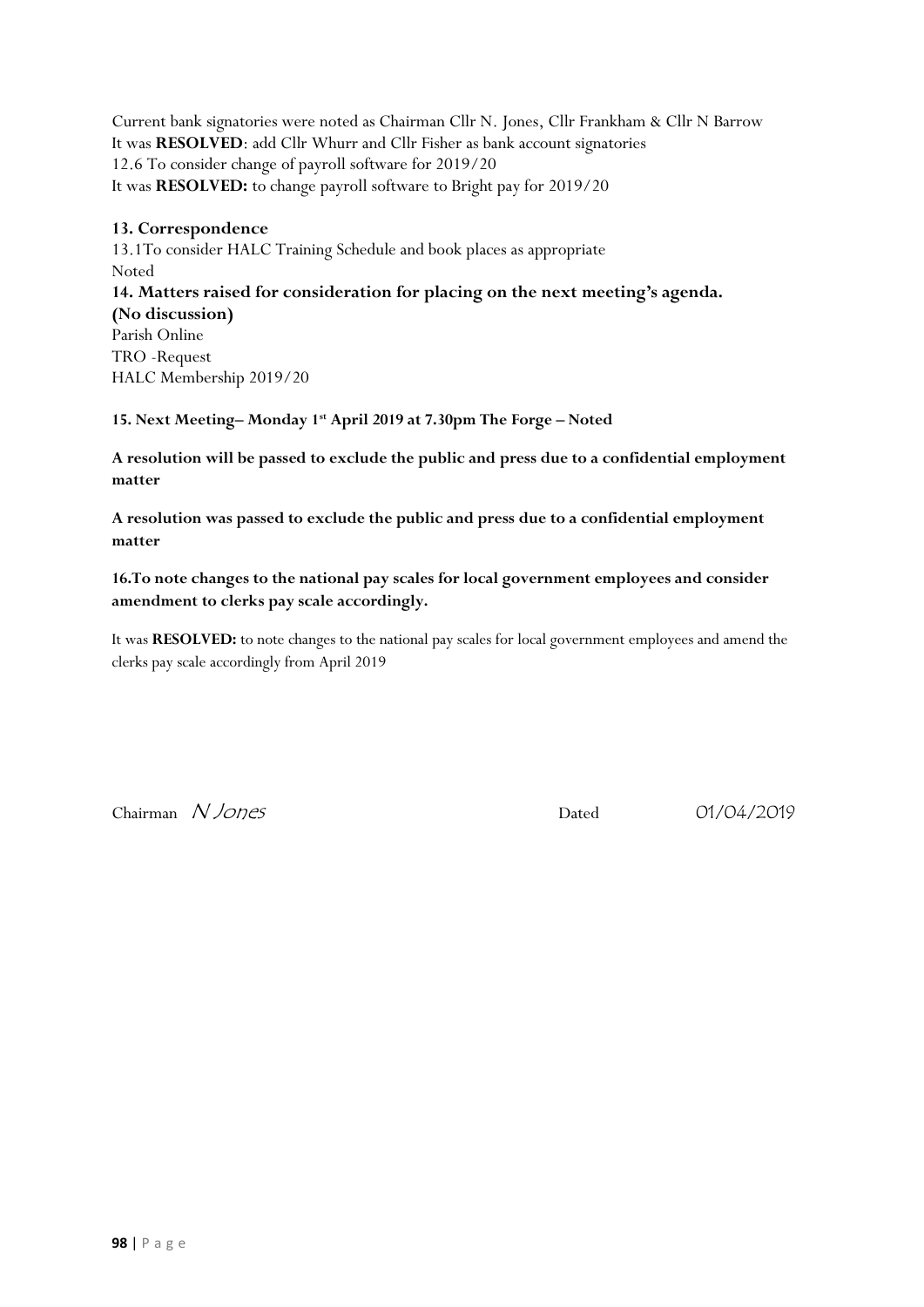Current bank signatories were noted as Chairman Cllr N. Jones, Cllr Frankham & Cllr N Barrow
It was **RESOLVED**: add Cllr Whurr and Cllr Fisher as bank account signatories
12.6 To consider change of payroll software for 2019/20
It was **RESOLVED:** to change payroll software to Bright pay for 2019/20

**13. Correspondence**

13.1To consider HALC Training Schedule and book places as appropriate
Noted

**14. Matters raised for consideration for placing on the next meeting's agenda. (No discussion)**

Parish Online
TRO -Request
HALC Membership 2019/20

**15. Next Meeting– Monday 1st April 2019 at 7.30pm The Forge – Noted**

**A resolution will be passed to exclude the public and press due to a confidential employment matter**

**A resolution was passed to exclude the public and press due to a confidential employment matter**

**16.To note changes to the national pay scales for local government employees and consider amendment to clerks pay scale accordingly.**

It was **RESOLVED:** to note changes to the national pay scales for local government employees and amend the clerks pay scale accordingly from April 2019

Chairman *N Jones* Dated 01/04/2019